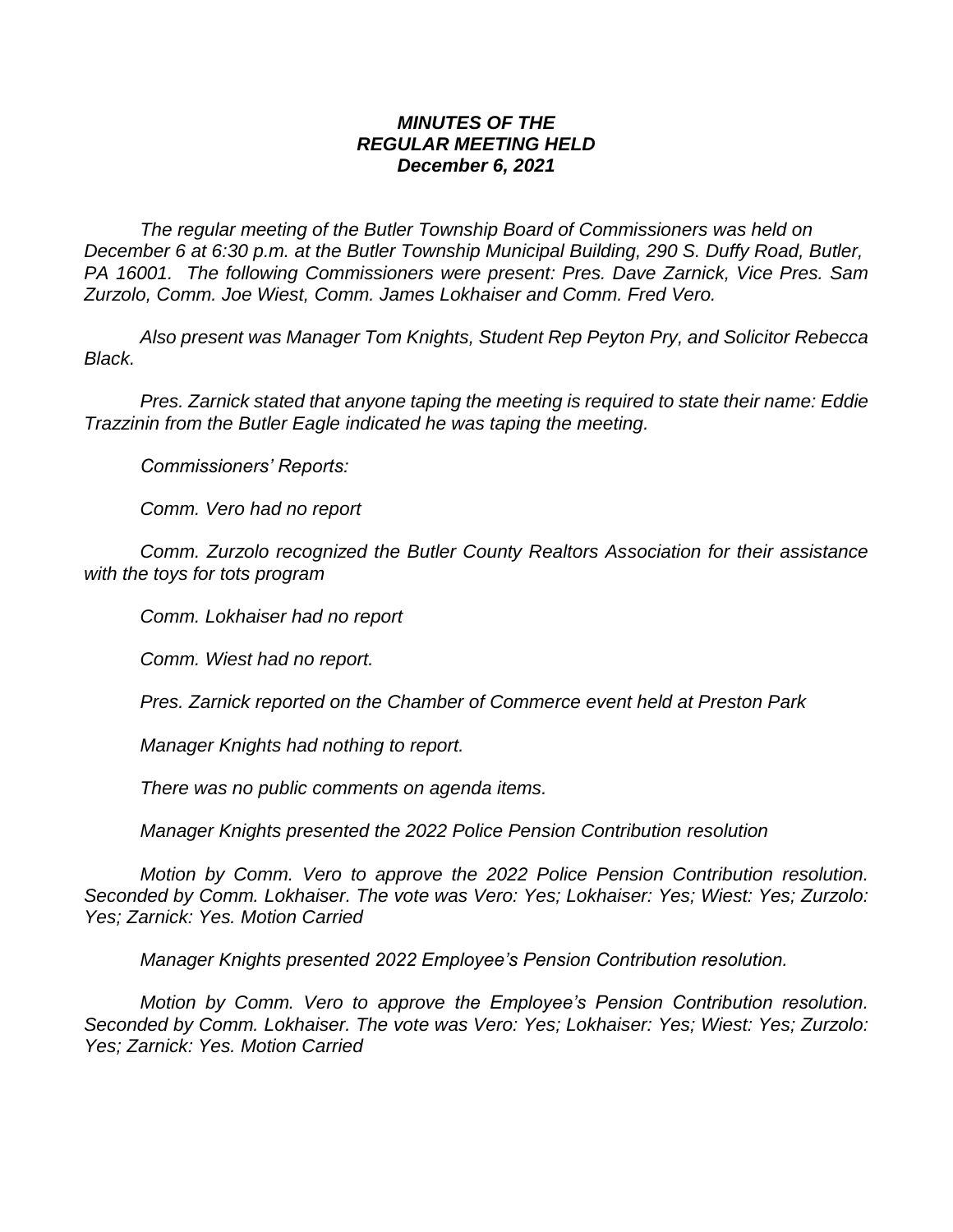***MINUTES OF THE***
***REGULAR MEETING HELD***
***December 6, 2021***

*The regular meeting of the Butler Township Board of Commissioners was held on December 6 at 6:30 p.m. at the Butler Township Municipal Building, 290 S. Duffy Road, Butler, PA 16001. The following Commissioners were present: Pres. Dave Zarnick, Vice Pres. Sam Zurzolo, Comm. Joe Wiest, Comm. James Lokhaiser and Comm. Fred Vero.*

*Also present was Manager Tom Knights, Student Rep Peyton Pry, and Solicitor Rebecca Black.*

*Pres. Zarnick stated that anyone taping the meeting is required to state their name: Eddie Trazzinin from the Butler Eagle indicated he was taping the meeting.*

*Commissioners' Reports:*

*Comm. Vero had no report*

*Comm. Zurzolo recognized the Butler County Realtors Association for their assistance with the toys for tots program*

*Comm. Lokhaiser had no report*

*Comm. Wiest had no report.*

*Pres. Zarnick reported on the Chamber of Commerce event held at Preston Park*

*Manager Knights had nothing to report.*

*There was no public comments on agenda items.*

*Manager Knights presented the 2022 Police Pension Contribution resolution*

*Motion by Comm. Vero to approve the 2022 Police Pension Contribution resolution. Seconded by Comm. Lokhaiser. The vote was Vero: Yes; Lokhaiser: Yes; Wiest: Yes; Zurzolo: Yes; Zarnick: Yes. Motion Carried*

*Manager Knights presented 2022 Employee's Pension Contribution resolution.*

*Motion by Comm. Vero to approve the Employee's Pension Contribution resolution. Seconded by Comm. Lokhaiser. The vote was Vero: Yes; Lokhaiser: Yes; Wiest: Yes; Zurzolo: Yes; Zarnick: Yes. Motion Carried*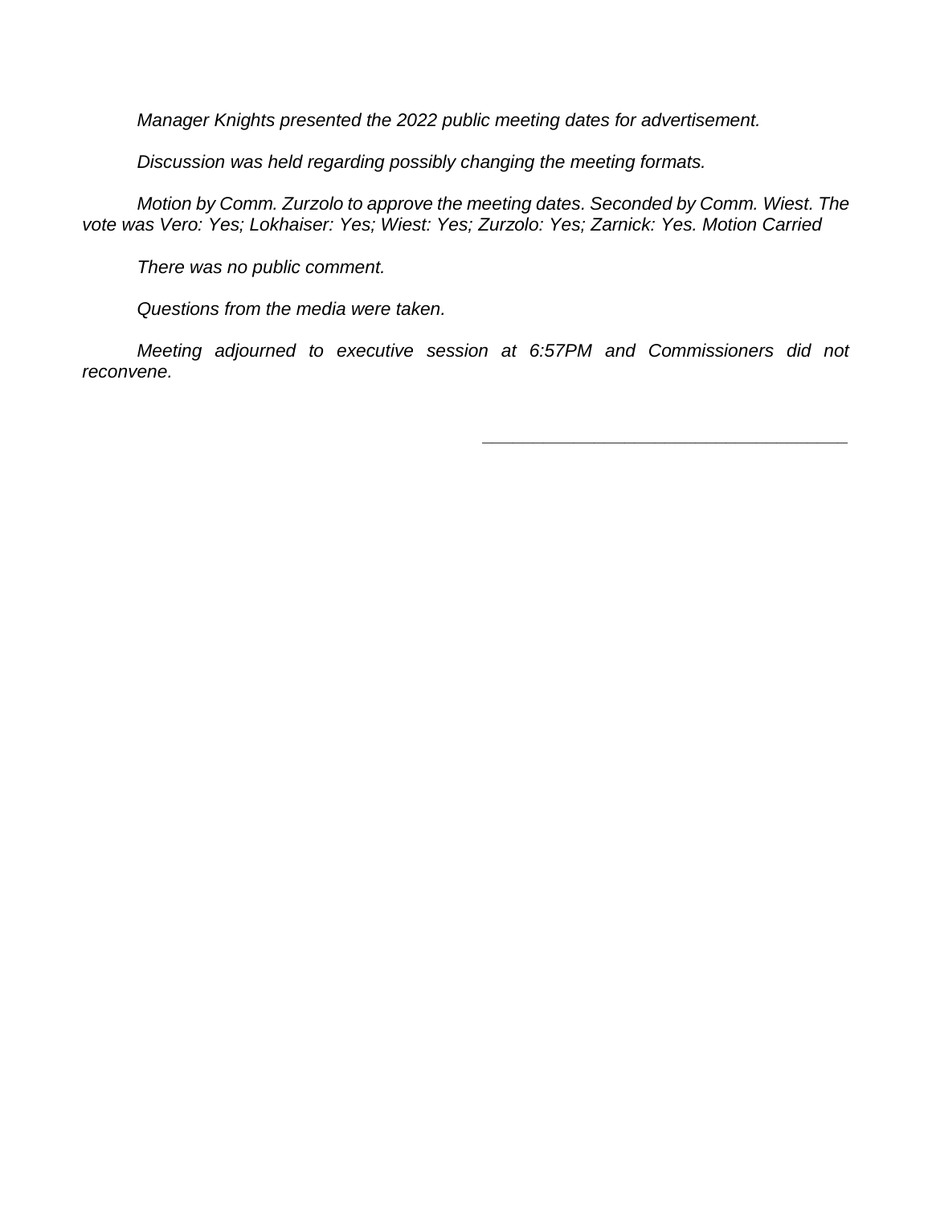*Manager Knights presented the 2022 public meeting dates for advertisement.*

*Discussion was held regarding possibly changing the meeting formats.*

*Motion by Comm. Zurzolo to approve the meeting dates. Seconded by Comm. Wiest. The vote was Vero: Yes; Lokhaiser: Yes; Wiest: Yes; Zurzolo: Yes; Zarnick: Yes. Motion Carried*

*There was no public comment.*

*Questions from the media were taken.*

*Meeting adjourned to executive session at 6:57PM and Commissioners did not reconvene.*

\_\_\_\_\_\_\_\_\_\_\_\_\_\_\_\_\_\_\_\_\_\_\_\_\_\_\_\_\_\_\_\_\_\_\_\_\_\_\_\_